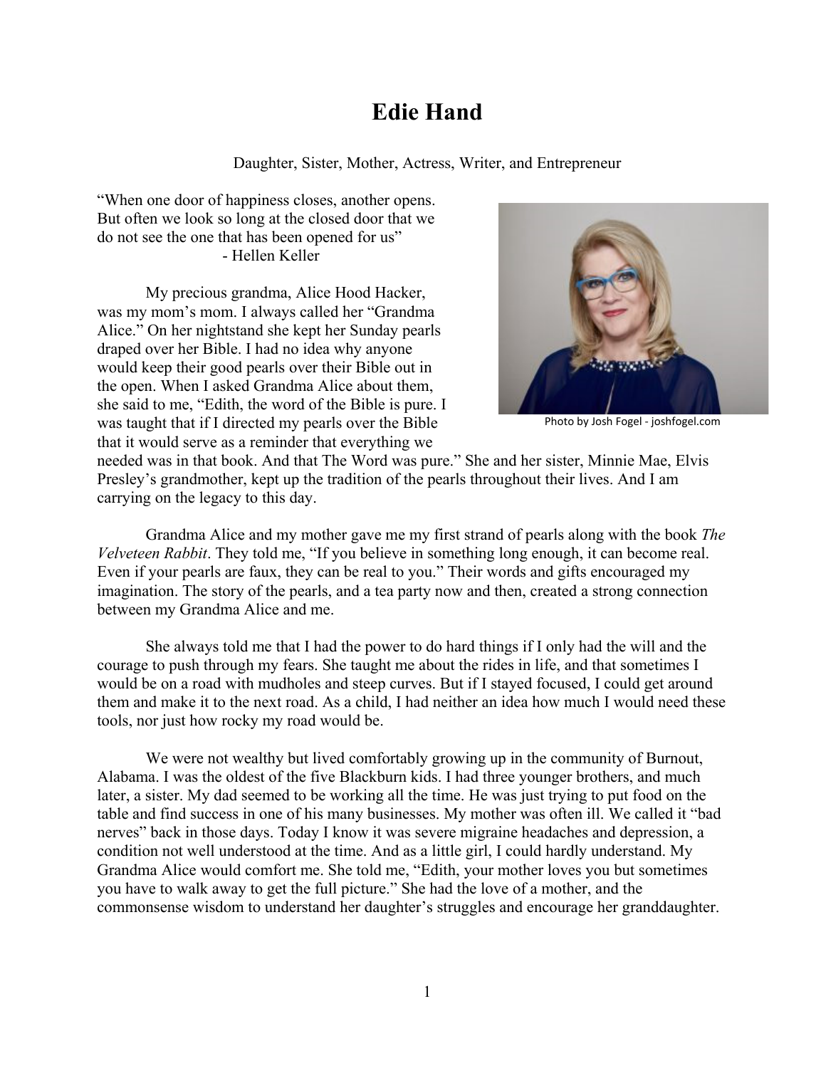# Edie Hand

Daughter, Sister, Mother, Actress, Writer, and Entrepreneur

"When one door of happiness closes, another opens. But often we look so long at the closed door that we do not see the one that has been opened for us"
- Hellen Keller

Photo by Josh Fogel - joshfogel.com

My precious grandma, Alice Hood Hacker, was my mom's mom. I always called her "Grandma Alice." On her nightstand she kept her Sunday pearls draped over her Bible. I had no idea why anyone would keep their good pearls over their Bible out in the open. When I asked Grandma Alice about them, she said to me, "Edith, the word of the Bible is pure. I was taught that if I directed my pearls over the Bible that it would serve as a reminder that everything we needed was in that book. And that The Word was pure." She and her sister, Minnie Mae, Elvis Presley's grandmother, kept up the tradition of the pearls throughout their lives. And I am carrying on the legacy to this day.

Grandma Alice and my mother gave me my first strand of pearls along with the book *The Velveteen Rabbit*. They told me, "If you believe in something long enough, it can become real. Even if your pearls are faux, they can be real to you." Their words and gifts encouraged my imagination. The story of the pearls, and a tea party now and then, created a strong connection between my Grandma Alice and me.

She always told me that I had the power to do hard things if I only had the will and the courage to push through my fears. She taught me about the rides in life, and that sometimes I would be on a road with mudholes and steep curves. But if I stayed focused, I could get around them and make it to the next road. As a child, I had neither an idea how much I would need these tools, nor just how rocky my road would be.

We were not wealthy but lived comfortably growing up in the community of Burnout, Alabama. I was the oldest of the five Blackburn kids. I had three younger brothers, and much later, a sister. My dad seemed to be working all the time. He was just trying to put food on the table and find success in one of his many businesses. My mother was often ill. We called it "bad nerves" back in those days. Today I know it was severe migraine headaches and depression, a condition not well understood at the time. And as a little girl, I could hardly understand. My Grandma Alice would comfort me. She told me, "Edith, your mother loves you but sometimes you have to walk away to get the full picture." She had the love of a mother, and the commonsense wisdom to understand her daughter's struggles and encourage her granddaughter.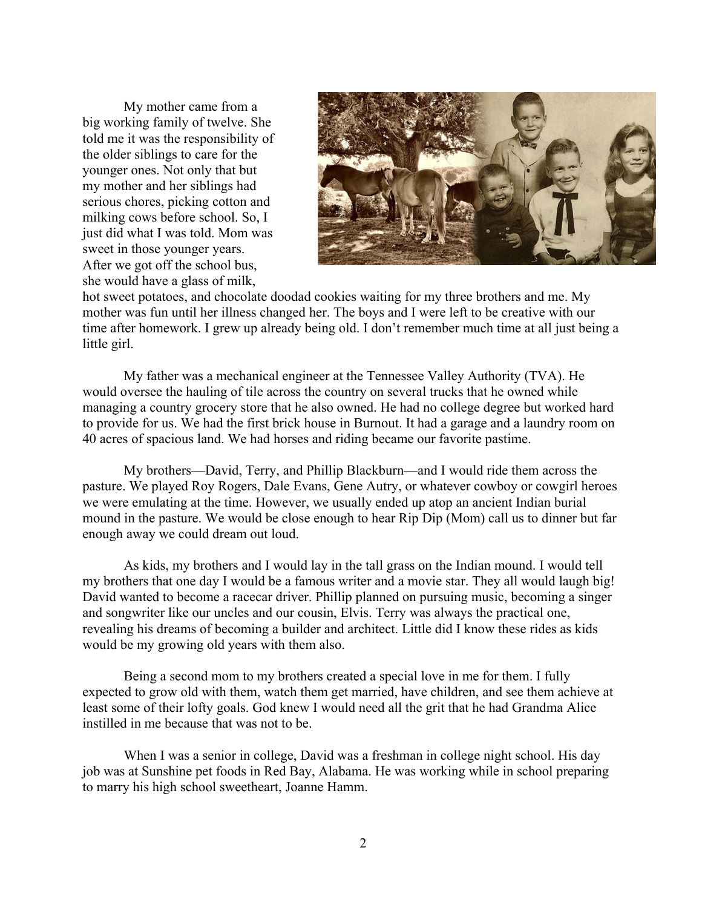My mother came from a big working family of twelve. She told me it was the responsibility of the older siblings to care for the younger ones. Not only that but my mother and her siblings had serious chores, picking cotton and milking cows before school. So, I just did what I was told. Mom was sweet in those younger years. After we got off the school bus, she would have a glass of milk, hot sweet potatoes, and chocolate doodad cookies waiting for my three brothers and me. My mother was fun until her illness changed her. The boys and I were left to be creative with our time after homework. I grew up already being old. I don't remember much time at all just being a little girl.

My father was a mechanical engineer at the Tennessee Valley Authority (TVA). He would oversee the hauling of tile across the country on several trucks that he owned while managing a country grocery store that he also owned. He had no college degree but worked hard to provide for us. We had the first brick house in Burnout. It had a garage and a laundry room on 40 acres of spacious land. We had horses and riding became our favorite pastime.

My brothers—David, Terry, and Phillip Blackburn—and I would ride them across the pasture. We played Roy Rogers, Dale Evans, Gene Autry, or whatever cowboy or cowgirl heroes we were emulating at the time. However, we usually ended up atop an ancient Indian burial mound in the pasture. We would be close enough to hear Rip Dip (Mom) call us to dinner but far enough away we could dream out loud.

As kids, my brothers and I would lay in the tall grass on the Indian mound. I would tell my brothers that one day I would be a famous writer and a movie star. They all would laugh big! David wanted to become a racecar driver. Phillip planned on pursuing music, becoming a singer and songwriter like our uncles and our cousin, Elvis. Terry was always the practical one, revealing his dreams of becoming a builder and architect. Little did I know these rides as kids would be my growing old years with them also.

Being a second mom to my brothers created a special love in me for them. I fully expected to grow old with them, watch them get married, have children, and see them achieve at least some of their lofty goals. God knew I would need all the grit that he had Grandma Alice instilled in me because that was not to be.

When I was a senior in college, David was a freshman in college night school. His day job was at Sunshine pet foods in Red Bay, Alabama. He was working while in school preparing to marry his high school sweetheart, Joanne Hamm.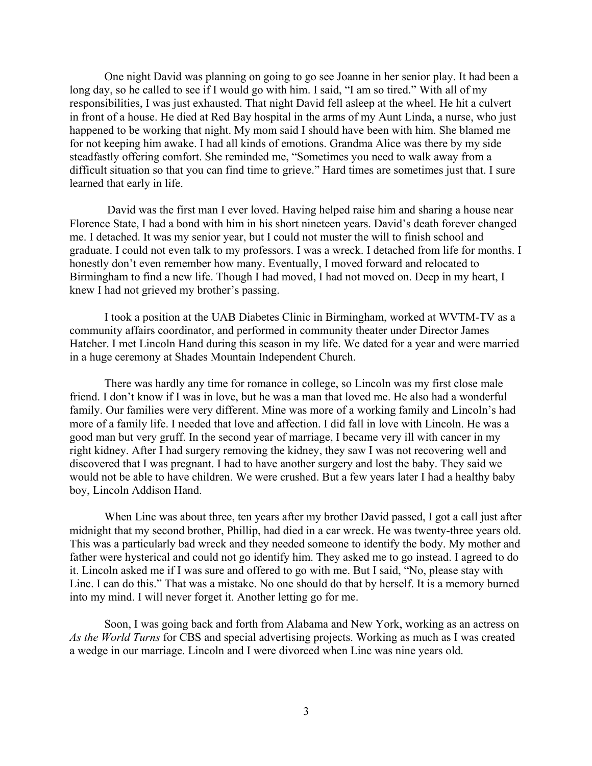One night David was planning on going to go see Joanne in her senior play. It had been a long day, so he called to see if I would go with him. I said, "I am so tired." With all of my responsibilities, I was just exhausted. That night David fell asleep at the wheel. He hit a culvert in front of a house. He died at Red Bay hospital in the arms of my Aunt Linda, a nurse, who just happened to be working that night. My mom said I should have been with him. She blamed me for not keeping him awake. I had all kinds of emotions. Grandma Alice was there by my side steadfastly offering comfort. She reminded me, "Sometimes you need to walk away from a difficult situation so that you can find time to grieve." Hard times are sometimes just that. I sure learned that early in life.

David was the first man I ever loved. Having helped raise him and sharing a house near Florence State, I had a bond with him in his short nineteen years. David's death forever changed me. I detached. It was my senior year, but I could not muster the will to finish school and graduate. I could not even talk to my professors. I was a wreck. I detached from life for months. I honestly don't even remember how many. Eventually, I moved forward and relocated to Birmingham to find a new life. Though I had moved, I had not moved on. Deep in my heart, I knew I had not grieved my brother's passing.

I took a position at the UAB Diabetes Clinic in Birmingham, worked at WVTM-TV as a community affairs coordinator, and performed in community theater under Director James Hatcher. I met Lincoln Hand during this season in my life. We dated for a year and were married in a huge ceremony at Shades Mountain Independent Church.

There was hardly any time for romance in college, so Lincoln was my first close male friend. I don't know if I was in love, but he was a man that loved me. He also had a wonderful family. Our families were very different. Mine was more of a working family and Lincoln's had more of a family life. I needed that love and affection. I did fall in love with Lincoln. He was a good man but very gruff. In the second year of marriage, I became very ill with cancer in my right kidney. After I had surgery removing the kidney, they saw I was not recovering well and discovered that I was pregnant. I had to have another surgery and lost the baby. They said we would not be able to have children. We were crushed. But a few years later I had a healthy baby boy, Lincoln Addison Hand.

When Linc was about three, ten years after my brother David passed, I got a call just after midnight that my second brother, Phillip, had died in a car wreck. He was twenty-three years old. This was a particularly bad wreck and they needed someone to identify the body. My mother and father were hysterical and could not go identify him. They asked me to go instead. I agreed to do it. Lincoln asked me if I was sure and offered to go with me. But I said, "No, please stay with Linc. I can do this." That was a mistake. No one should do that by herself. It is a memory burned into my mind. I will never forget it. Another letting go for me.

Soon, I was going back and forth from Alabama and New York, working as an actress on *As the World Turns* for CBS and special advertising projects. Working as much as I was created a wedge in our marriage. Lincoln and I were divorced when Linc was nine years old.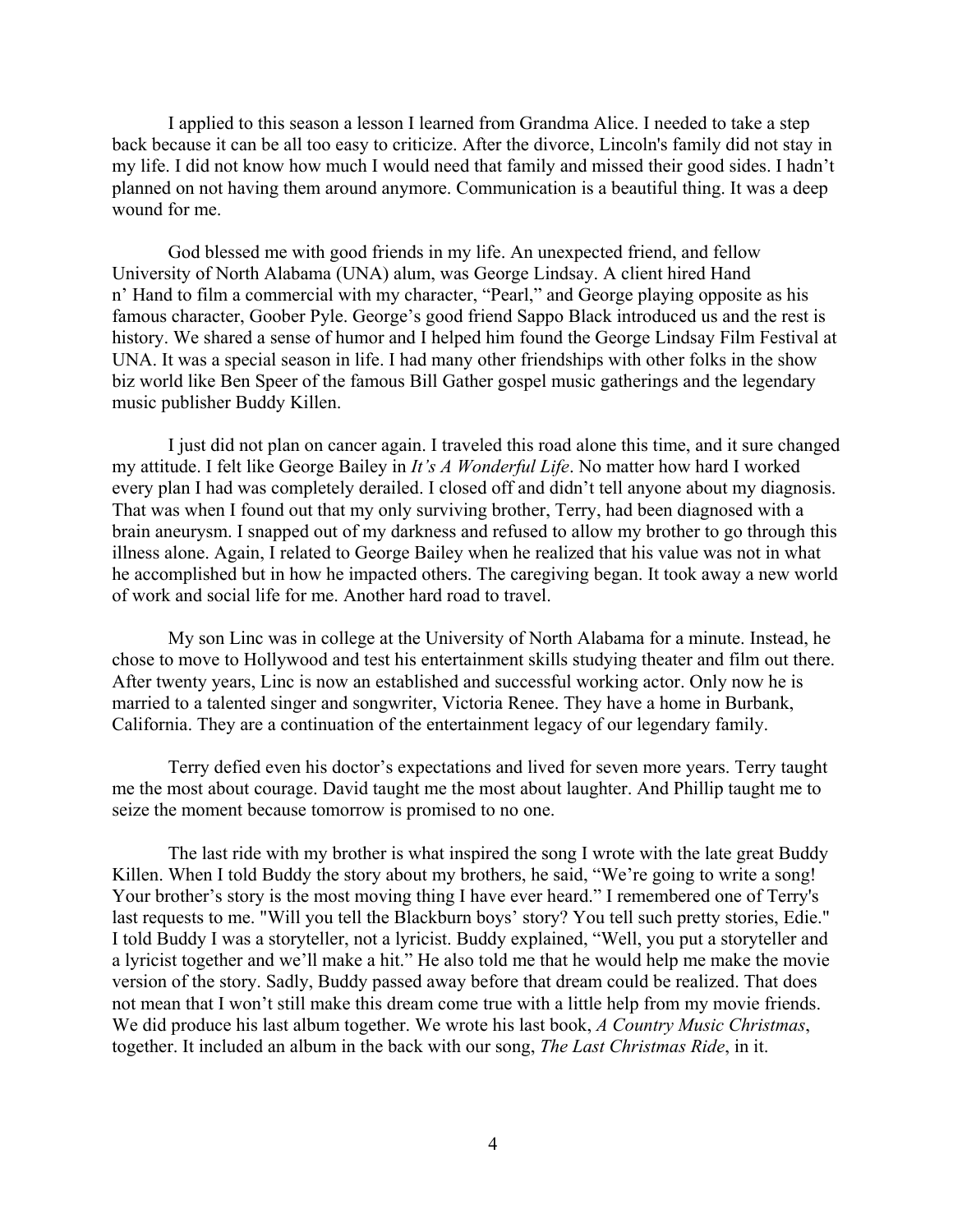I applied to this season a lesson I learned from Grandma Alice. I needed to take a step back because it can be all too easy to criticize. After the divorce, Lincoln's family did not stay in my life. I did not know how much I would need that family and missed their good sides. I hadn't planned on not having them around anymore. Communication is a beautiful thing. It was a deep wound for me.

God blessed me with good friends in my life. An unexpected friend, and fellow University of North Alabama (UNA) alum, was George Lindsay. A client hired Hand n' Hand to film a commercial with my character, "Pearl," and George playing opposite as his famous character, Goober Pyle. George's good friend Sappo Black introduced us and the rest is history. We shared a sense of humor and I helped him found the George Lindsay Film Festival at UNA. It was a special season in life. I had many other friendships with other folks in the show biz world like Ben Speer of the famous Bill Gather gospel music gatherings and the legendary music publisher Buddy Killen.

I just did not plan on cancer again. I traveled this road alone this time, and it sure changed my attitude. I felt like George Bailey in *It's A Wonderful Life*. No matter how hard I worked every plan I had was completely derailed. I closed off and didn't tell anyone about my diagnosis. That was when I found out that my only surviving brother, Terry, had been diagnosed with a brain aneurysm. I snapped out of my darkness and refused to allow my brother to go through this illness alone. Again, I related to George Bailey when he realized that his value was not in what he accomplished but in how he impacted others. The caregiving began. It took away a new world of work and social life for me. Another hard road to travel.

My son Linc was in college at the University of North Alabama for a minute. Instead, he chose to move to Hollywood and test his entertainment skills studying theater and film out there. After twenty years, Linc is now an established and successful working actor. Only now he is married to a talented singer and songwriter, Victoria Renee. They have a home in Burbank, California. They are a continuation of the entertainment legacy of our legendary family.

Terry defied even his doctor's expectations and lived for seven more years. Terry taught me the most about courage. David taught me the most about laughter. And Phillip taught me to seize the moment because tomorrow is promised to no one.

The last ride with my brother is what inspired the song I wrote with the late great Buddy Killen. When I told Buddy the story about my brothers, he said, "We're going to write a song! Your brother's story is the most moving thing I have ever heard." I remembered one of Terry's last requests to me. "Will you tell the Blackburn boys' story? You tell such pretty stories, Edie." I told Buddy I was a storyteller, not a lyricist. Buddy explained, "Well, you put a storyteller and a lyricist together and we'll make a hit." He also told me that he would help me make the movie version of the story. Sadly, Buddy passed away before that dream could be realized. That does not mean that I won't still make this dream come true with a little help from my movie friends. We did produce his last album together. We wrote his last book, *A Country Music Christmas*, together. It included an album in the back with our song, *The Last Christmas Ride*, in it.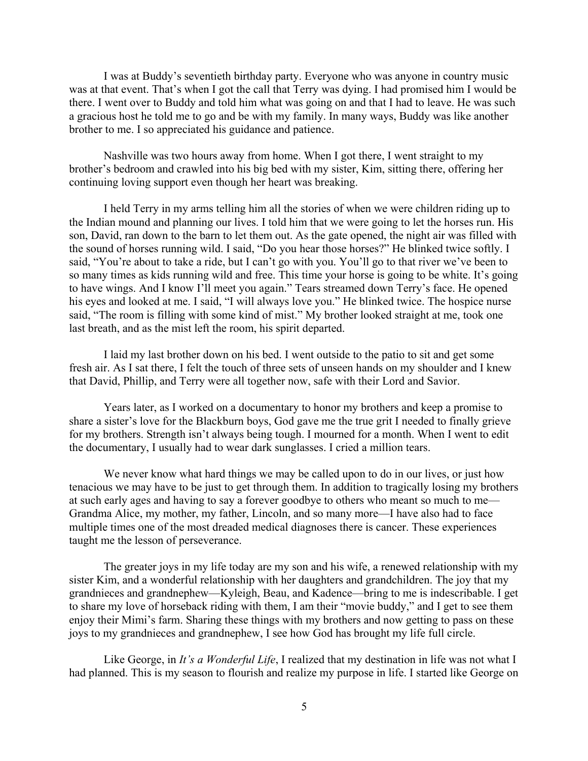I was at Buddy's seventieth birthday party. Everyone who was anyone in country music was at that event. That's when I got the call that Terry was dying. I had promised him I would be there. I went over to Buddy and told him what was going on and that I had to leave. He was such a gracious host he told me to go and be with my family. In many ways, Buddy was like another brother to me. I so appreciated his guidance and patience.

Nashville was two hours away from home. When I got there, I went straight to my brother's bedroom and crawled into his big bed with my sister, Kim, sitting there, offering her continuing loving support even though her heart was breaking.

I held Terry in my arms telling him all the stories of when we were children riding up to the Indian mound and planning our lives. I told him that we were going to let the horses run. His son, David, ran down to the barn to let them out. As the gate opened, the night air was filled with the sound of horses running wild. I said, "Do you hear those horses?" He blinked twice softly. I said, "You're about to take a ride, but I can't go with you. You'll go to that river we've been to so many times as kids running wild and free. This time your horse is going to be white. It's going to have wings. And I know I'll meet you again." Tears streamed down Terry's face. He opened his eyes and looked at me. I said, "I will always love you." He blinked twice. The hospice nurse said, "The room is filling with some kind of mist." My brother looked straight at me, took one last breath, and as the mist left the room, his spirit departed.

I laid my last brother down on his bed. I went outside to the patio to sit and get some fresh air. As I sat there, I felt the touch of three sets of unseen hands on my shoulder and I knew that David, Phillip, and Terry were all together now, safe with their Lord and Savior.

Years later, as I worked on a documentary to honor my brothers and keep a promise to share a sister's love for the Blackburn boys, God gave me the true grit I needed to finally grieve for my brothers. Strength isn't always being tough. I mourned for a month. When I went to edit the documentary, I usually had to wear dark sunglasses. I cried a million tears.

We never know what hard things we may be called upon to do in our lives, or just how tenacious we may have to be just to get through them. In addition to tragically losing my brothers at such early ages and having to say a forever goodbye to others who meant so much to me—Grandma Alice, my mother, my father, Lincoln, and so many more—I have also had to face multiple times one of the most dreaded medical diagnoses there is cancer. These experiences taught me the lesson of perseverance.

The greater joys in my life today are my son and his wife, a renewed relationship with my sister Kim, and a wonderful relationship with her daughters and grandchildren. The joy that my grandnieces and grandnephew—Kyleigh, Beau, and Kadence—bring to me is indescribable. I get to share my love of horseback riding with them, I am their "movie buddy," and I get to see them enjoy their Mimi's farm. Sharing these things with my brothers and now getting to pass on these joys to my grandnieces and grandnephew, I see how God has brought my life full circle.

Like George, in *It's a Wonderful Life*, I realized that my destination in life was not what I had planned. This is my season to flourish and realize my purpose in life. I started like George on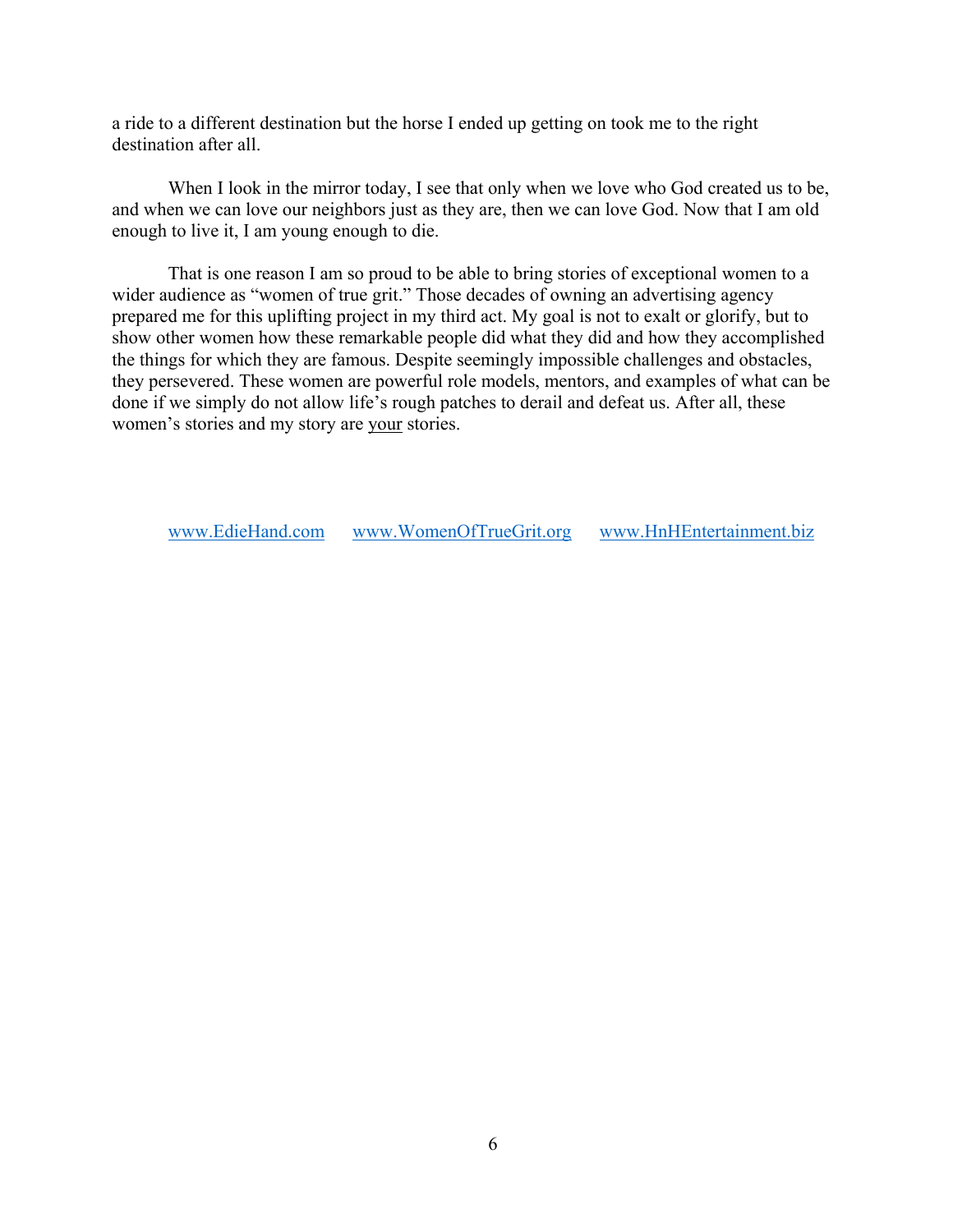a ride to a different destination but the horse I ended up getting on took me to the right destination after all.

When I look in the mirror today, I see that only when we love who God created us to be, and when we can love our neighbors just as they are, then we can love God. Now that I am old enough to live it, I am young enough to die.

That is one reason I am so proud to be able to bring stories of exceptional women to a wider audience as "women of true grit." Those decades of owning an advertising agency prepared me for this uplifting project in my third act. My goal is not to exalt or glorify, but to show other women how these remarkable people did what they did and how they accomplished the things for which they are famous. Despite seemingly impossible challenges and obstacles, they persevered. These women are powerful role models, mentors, and examples of what can be done if we simply do not allow life's rough patches to derail and defeat us. After all, these women's stories and my story are <u>your</u> stories.

[www.EdieHand.com](http://www.EdieHand.com) [www.WomenOfTrueGrit.org](http://www.WomenOfTrueGrit.org) [www.HnHEntertainment.biz](http://www.HnHEntertainment.biz)